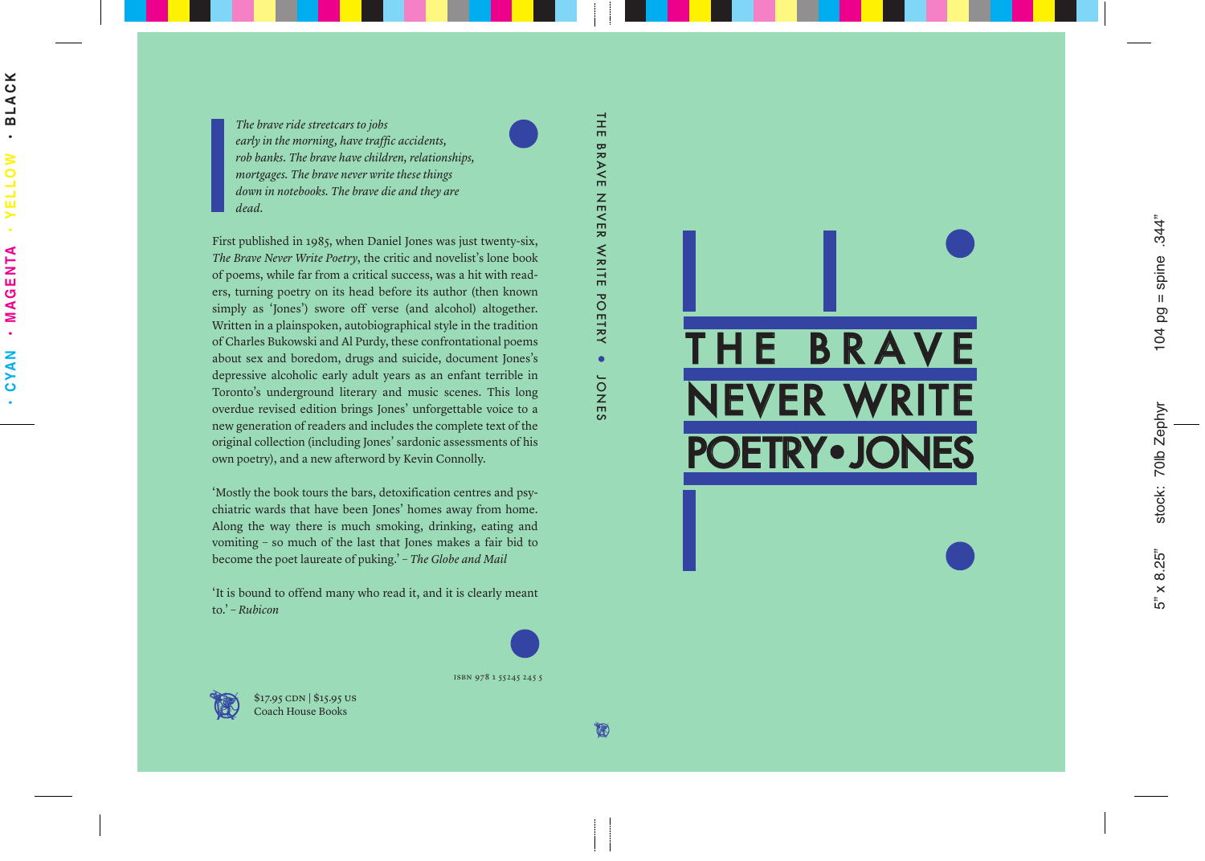# THE BRAVE NEVER WRITE POETRY • JONES

*The brave ride streetcars to jobs*
*early in the morning, have traffic accidents,*
*rob banks. The brave have children, relationships,*
*mortgages. The brave never write these things*
*down in notebooks. The brave die and they are*
*dead.*

First published in 1985, when Daniel Jones was just twenty-six, *The Brave Never Write Poetry*, the critic and novelist's lone book of poems, while far from a critical success, was a hit with readers, turning poetry on its head before its author (then known simply as 'Jones') swore off verse (and alcohol) altogether. Written in a plainspoken, autobiographical style in the tradition of Charles Bukowski and Al Purdy, these confrontational poems about sex and boredom, drugs and suicide, document Jones's depressive alcoholic early adult years as an enfant terrible in Toronto's underground literary and music scenes. This long overdue revised edition brings Jones' unforgettable voice to a new generation of readers and includes the complete text of the original collection (including Jones' sardonic assessments of his own poetry), and a new afterword by Kevin Connolly.

'Mostly the book tours the bars, detoxification centres and psychiatric wards that have been Jones' homes away from home. Along the way there is much smoking, drinking, eating and vomiting – so much of the last that Jones makes a fair bid to become the poet laureate of puking.' – *The Globe and Mail*

'It is bound to offend many who read it, and it is clearly meant to.' – *Rubicon*

ISBN 978 1 55245 245 5

$17.95 CDN | $15.95 US
Coach House Books

THE BRAVE NEVER WRITE POETRY • JONES

5" x 8.25" stock: 70lb Zephyr 104 pg = spine .344"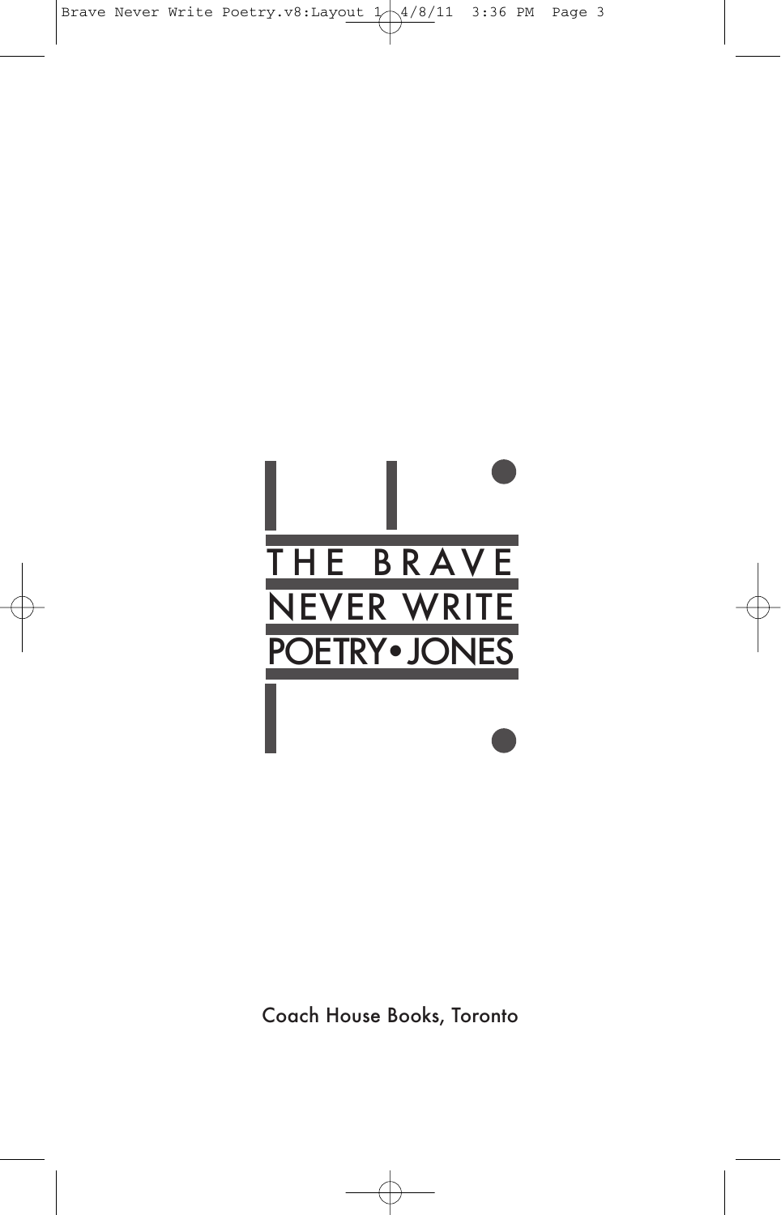# THE BRAVE NEVER WRITE POETRY • JONES

Coach House Books, Toronto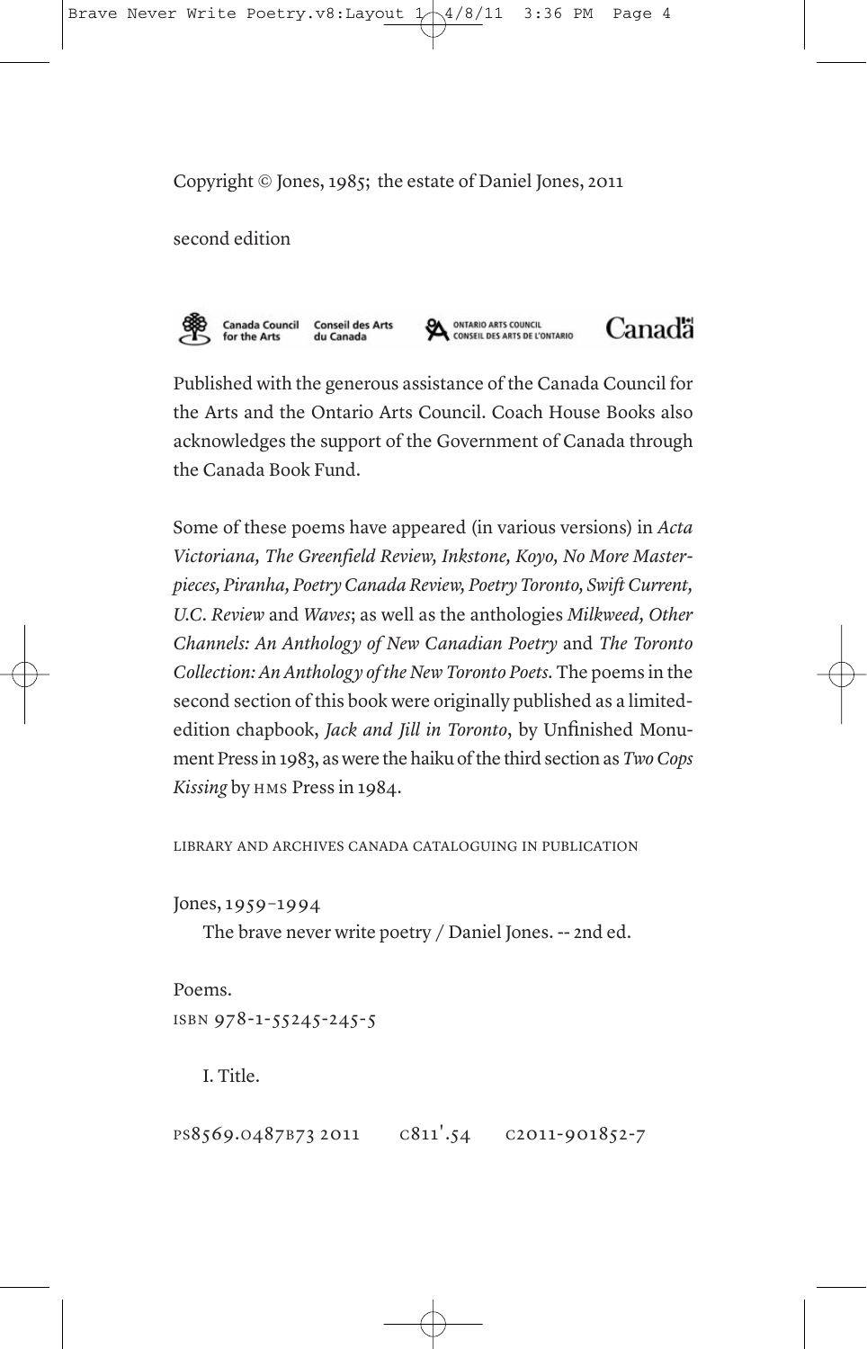Copyright © Jones, 1985; the estate of Daniel Jones, 2011

second edition

Canada Council for the Arts — Conseil des Arts du Canada — Ontario Arts Council — Conseil des Arts de l'Ontario — Canada

Published with the generous assistance of the Canada Council for the Arts and the Ontario Arts Council. Coach House Books also acknowledges the support of the Government of Canada through the Canada Book Fund.

Some of these poems have appeared (in various versions) in *Acta Victoriana, The Greenfield Review, Inkstone, Koyo, No More Masterpieces, Piranha, Poetry Canada Review, Poetry Toronto, Swift Current, U.C. Review* and *Waves*; as well as the anthologies *Milkweed, Other Channels: An Anthology of New Canadian Poetry* and *The Toronto Collection: An Anthology of the New Toronto Poets*. The poems in the second section of this book were originally published as a limited-edition chapbook, *Jack and Jill in Toronto*, by Unfinished Monument Press in 1983, as were the haiku of the third section as *Two Cops Kissing* by HMS Press in 1984.

LIBRARY AND ARCHIVES CANADA CATALOGUING IN PUBLICATION

Jones, 1959–1994
The brave never write poetry / Daniel Jones. -- 2nd ed.

Poems.
ISBN 978-1-55245-245-5

I. Title.

PS8569.O487B73 2011    C811'.54    C2011-901852-7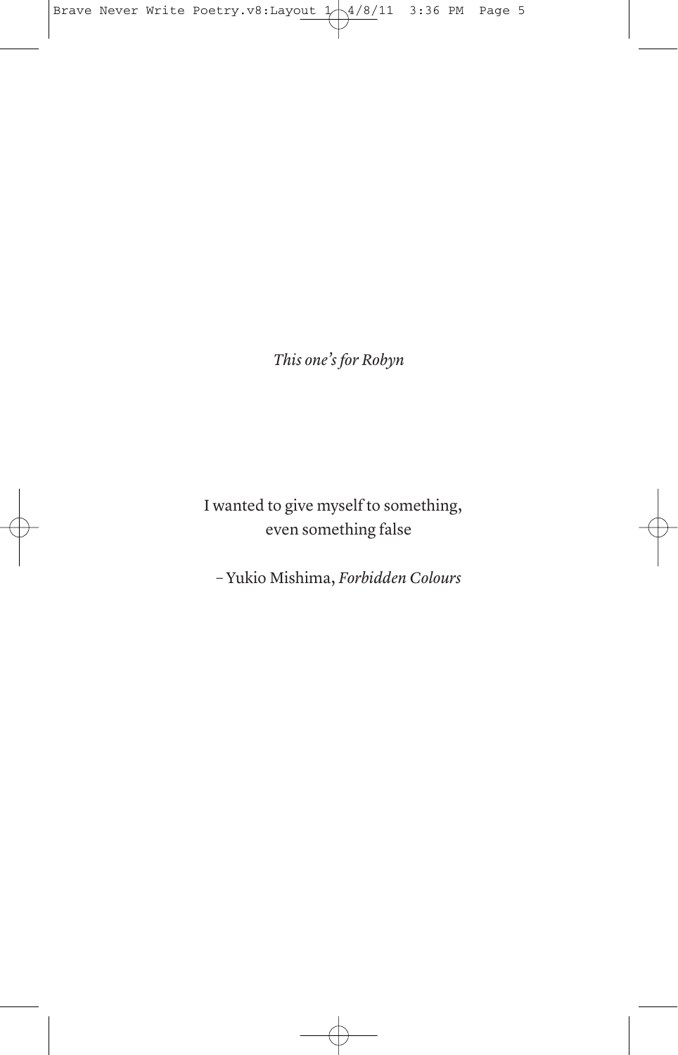*This one's for Robyn*

I wanted to give myself to something,
even something false

– Yukio Mishima, *Forbidden Colours*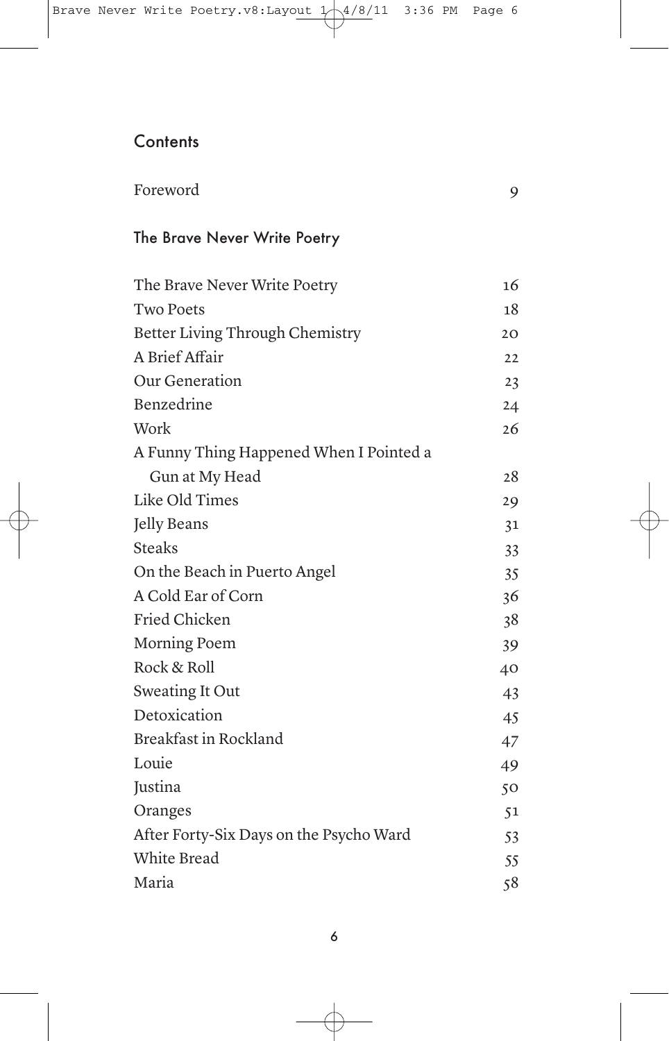## Contents

| | |
|---|---|
| Foreword | 9 |

### The Brave Never Write Poetry

| | |
|---|---|
| The Brave Never Write Poetry | 16 |
| Two Poets | 18 |
| Better Living Through Chemistry | 20 |
| A Brief Affair | 22 |
| Our Generation | 23 |
| Benzedrine | 24 |
| Work | 26 |
| A Funny Thing Happened When I Pointed a Gun at My Head | 28 |
| Like Old Times | 29 |
| Jelly Beans | 31 |
| Steaks | 33 |
| On the Beach in Puerto Angel | 35 |
| A Cold Ear of Corn | 36 |
| Fried Chicken | 38 |
| Morning Poem | 39 |
| Rock & Roll | 40 |
| Sweating It Out | 43 |
| Detoxication | 45 |
| Breakfast in Rockland | 47 |
| Louie | 49 |
| Justina | 50 |
| Oranges | 51 |
| After Forty-Six Days on the Psycho Ward | 53 |
| White Bread | 55 |
| Maria | 58 |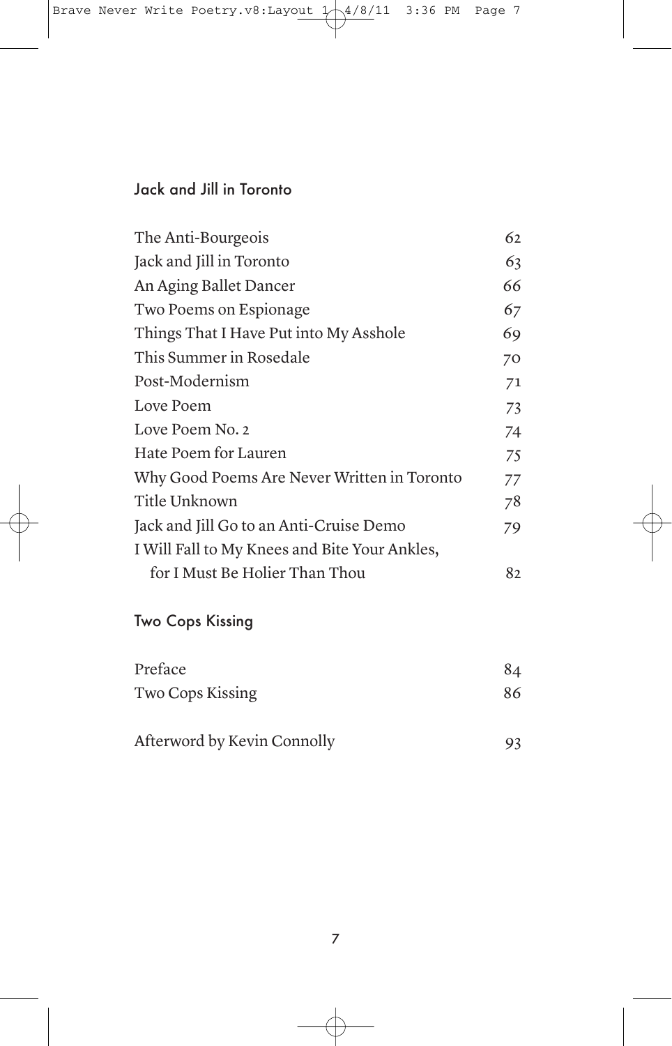## Jack and Jill in Toronto

| | |
|---|---|
| The Anti-Bourgeois | 62 |
| Jack and Jill in Toronto | 63 |
| An Aging Ballet Dancer | 66 |
| Two Poems on Espionage | 67 |
| Things That I Have Put into My Asshole | 69 |
| This Summer in Rosedale | 70 |
| Post-Modernism | 71 |
| Love Poem | 73 |
| Love Poem No. 2 | 74 |
| Hate Poem for Lauren | 75 |
| Why Good Poems Are Never Written in Toronto | 77 |
| Title Unknown | 78 |
| Jack and Jill Go to an Anti-Cruise Demo | 79 |
| I Will Fall to My Knees and Bite Your Ankles, for I Must Be Holier Than Thou | 82 |

## Two Cops Kissing

| | |
|---|---|
| Preface | 84 |
| Two Cops Kissing | 86 |
| | |
| Afterword by Kevin Connolly | 93 |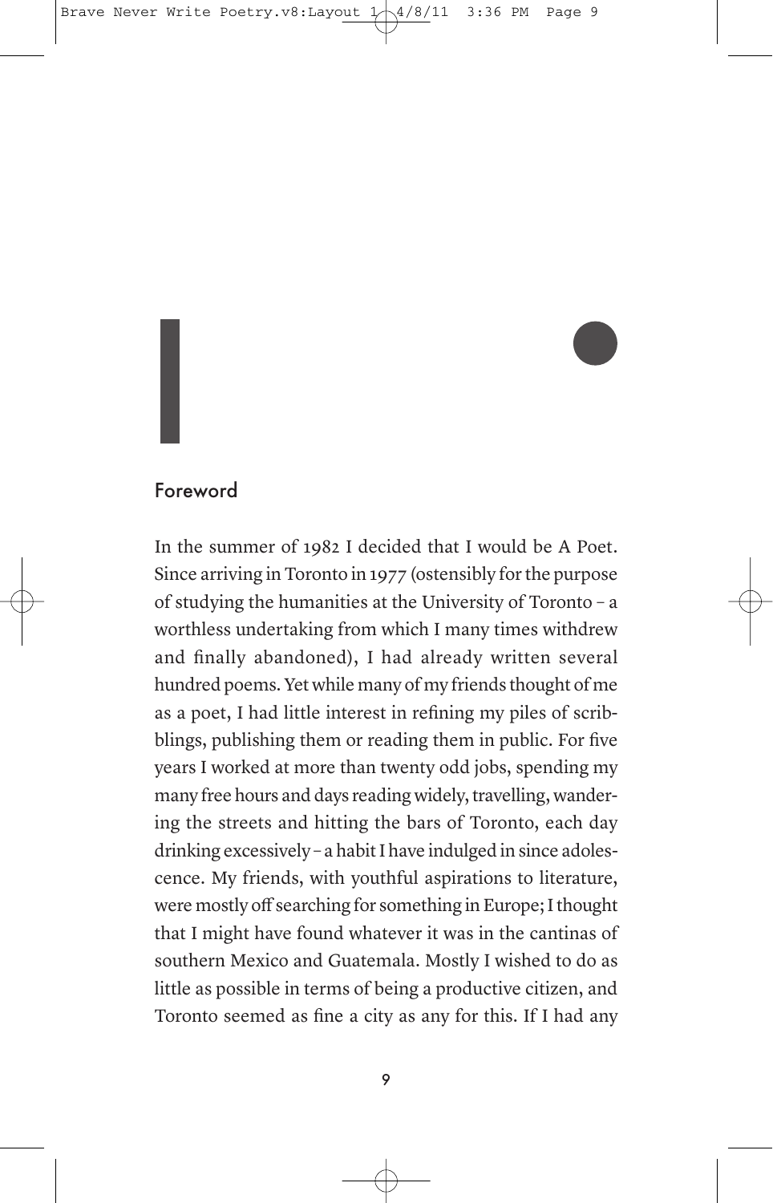## Foreword

In the summer of 1982 I decided that I would be A Poet. Since arriving in Toronto in 1977 (ostensibly for the purpose of studying the humanities at the University of Toronto – a worthless undertaking from which I many times withdrew and finally abandoned), I had already written several hundred poems. Yet while many of my friends thought of me as a poet, I had little interest in refining my piles of scribblings, publishing them or reading them in public. For five years I worked at more than twenty odd jobs, spending my many free hours and days reading widely, travelling, wandering the streets and hitting the bars of Toronto, each day drinking excessively – a habit I have indulged in since adolescence. My friends, with youthful aspirations to literature, were mostly off searching for something in Europe; I thought that I might have found whatever it was in the cantinas of southern Mexico and Guatemala. Mostly I wished to do as little as possible in terms of being a productive citizen, and Toronto seemed as fine a city as any for this. If I had any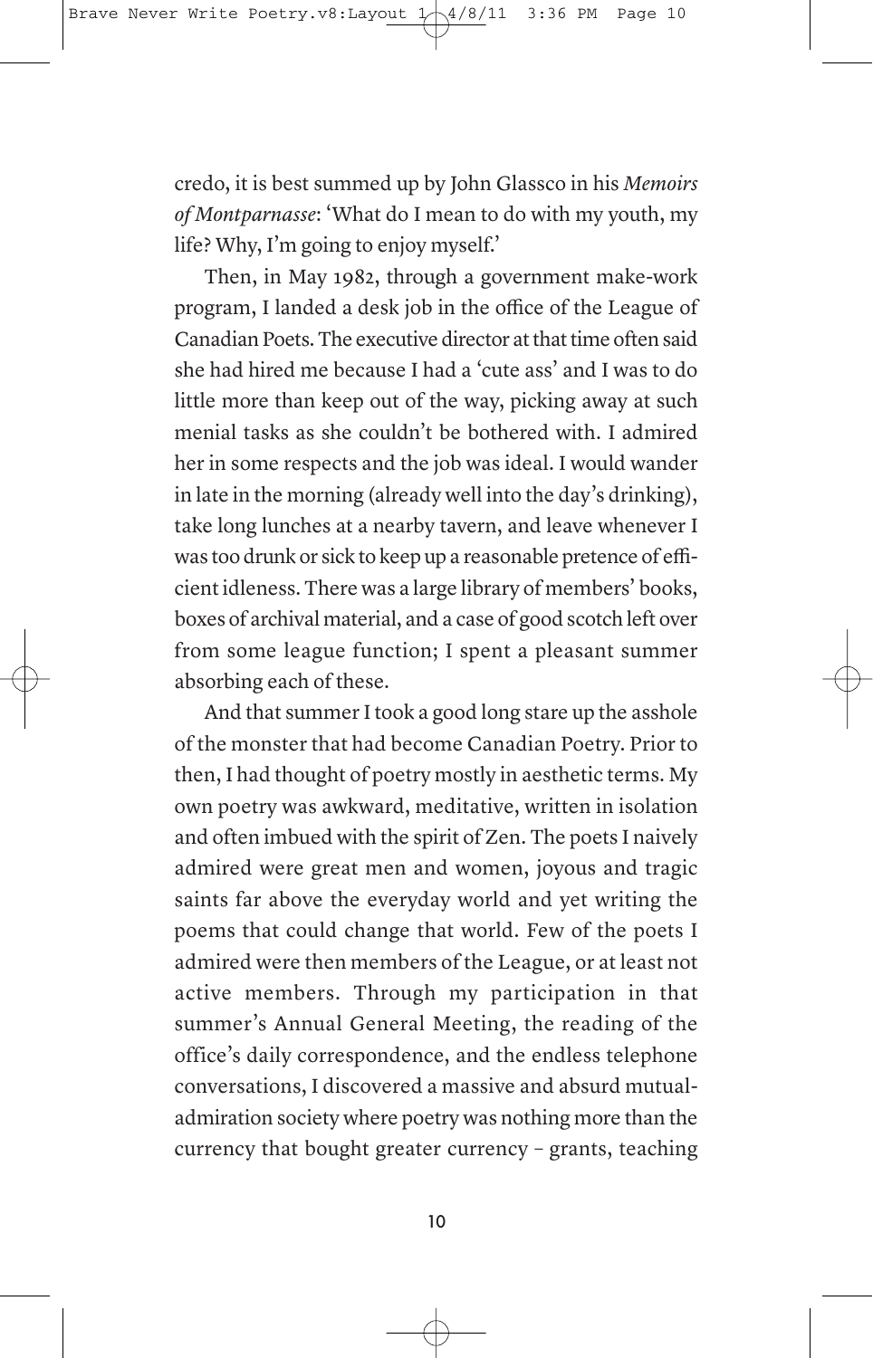credo, it is best summed up by John Glassco in his *Memoirs of Montparnasse*: 'What do I mean to do with my youth, my life? Why, I'm going to enjoy myself.'

Then, in May 1982, through a government make-work program, I landed a desk job in the office of the League of Canadian Poets. The executive director at that time often said she had hired me because I had a 'cute ass' and I was to do little more than keep out of the way, picking away at such menial tasks as she couldn't be bothered with. I admired her in some respects and the job was ideal. I would wander in late in the morning (already well into the day's drinking), take long lunches at a nearby tavern, and leave whenever I was too drunk or sick to keep up a reasonable pretence of efficient idleness. There was a large library of members' books, boxes of archival material, and a case of good scotch left over from some league function; I spent a pleasant summer absorbing each of these.

And that summer I took a good long stare up the asshole of the monster that had become Canadian Poetry. Prior to then, I had thought of poetry mostly in aesthetic terms. My own poetry was awkward, meditative, written in isolation and often imbued with the spirit of Zen. The poets I naively admired were great men and women, joyous and tragic saints far above the everyday world and yet writing the poems that could change that world. Few of the poets I admired were then members of the League, or at least not active members. Through my participation in that summer's Annual General Meeting, the reading of the office's daily correspondence, and the endless telephone conversations, I discovered a massive and absurd mutual-admiration society where poetry was nothing more than the currency that bought greater currency – grants, teaching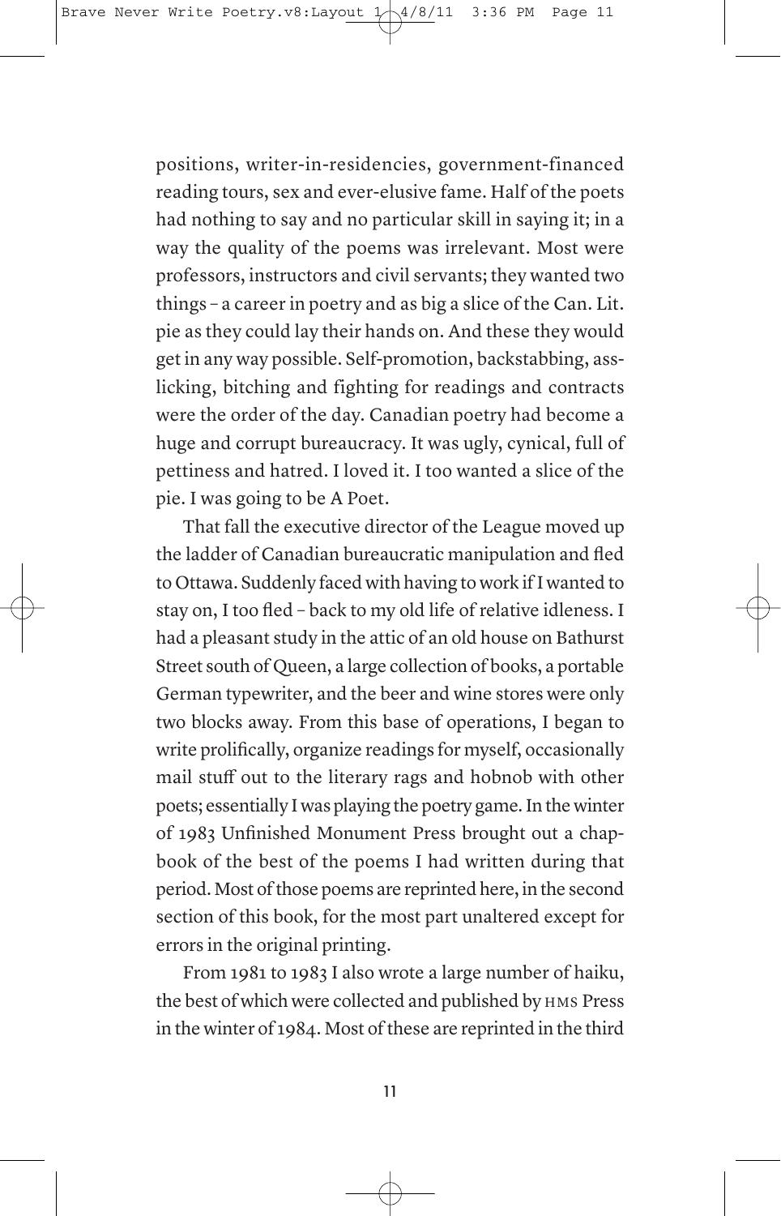positions, writer-in-residencies, government-financed reading tours, sex and ever-elusive fame. Half of the poets had nothing to say and no particular skill in saying it; in a way the quality of the poems was irrelevant. Most were professors, instructors and civil servants; they wanted two things – a career in poetry and as big a slice of the Can. Lit. pie as they could lay their hands on. And these they would get in any way possible. Self-promotion, backstabbing, ass-licking, bitching and fighting for readings and contracts were the order of the day. Canadian poetry had become a huge and corrupt bureaucracy. It was ugly, cynical, full of pettiness and hatred. I loved it. I too wanted a slice of the pie. I was going to be A Poet.

That fall the executive director of the League moved up the ladder of Canadian bureaucratic manipulation and fled to Ottawa. Suddenly faced with having to work if I wanted to stay on, I too fled – back to my old life of relative idleness. I had a pleasant study in the attic of an old house on Bathurst Street south of Queen, a large collection of books, a portable German typewriter, and the beer and wine stores were only two blocks away. From this base of operations, I began to write prolifically, organize readings for myself, occasionally mail stuff out to the literary rags and hobnob with other poets; essentially I was playing the poetry game. In the winter of 1983 Unfinished Monument Press brought out a chapbook of the best of the poems I had written during that period. Most of those poems are reprinted here, in the second section of this book, for the most part unaltered except for errors in the original printing.

From 1981 to 1983 I also wrote a large number of haiku, the best of which were collected and published by HMS Press in the winter of 1984. Most of these are reprinted in the third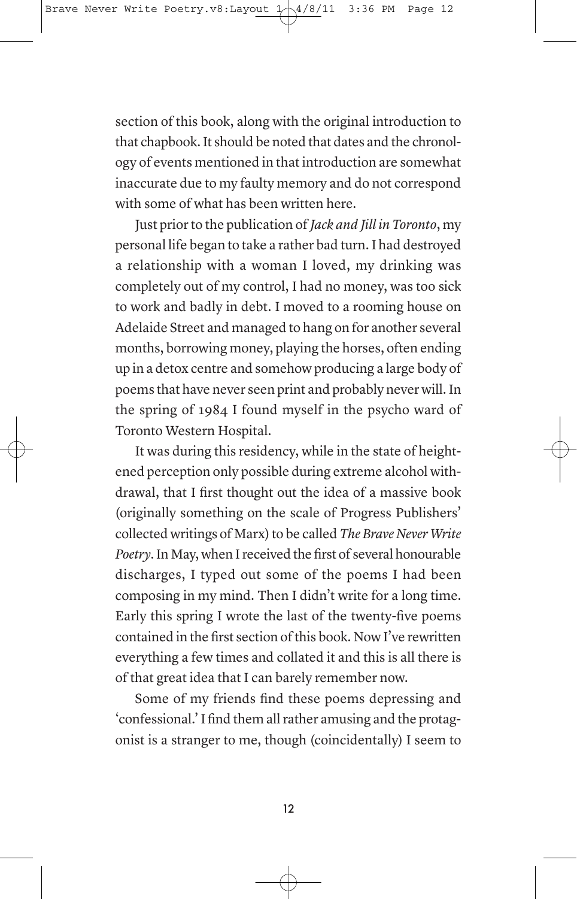section of this book, along with the original introduction to that chapbook. It should be noted that dates and the chronology of events mentioned in that introduction are somewhat inaccurate due to my faulty memory and do not correspond with some of what has been written here.

Just prior to the publication of *Jack and Jill in Toronto*, my personal life began to take a rather bad turn. I had destroyed a relationship with a woman I loved, my drinking was completely out of my control, I had no money, was too sick to work and badly in debt. I moved to a rooming house on Adelaide Street and managed to hang on for another several months, borrowing money, playing the horses, often ending up in a detox centre and somehow producing a large body of poems that have never seen print and probably never will. In the spring of 1984 I found myself in the psycho ward of Toronto Western Hospital.

It was during this residency, while in the state of heightened perception only possible during extreme alcohol withdrawal, that I first thought out the idea of a massive book (originally something on the scale of Progress Publishers' collected writings of Marx) to be called *The Brave Never Write Poetry*. In May, when I received the first of several honourable discharges, I typed out some of the poems I had been composing in my mind. Then I didn't write for a long time. Early this spring I wrote the last of the twenty-five poems contained in the first section of this book. Now I've rewritten everything a few times and collated it and this is all there is of that great idea that I can barely remember now.

Some of my friends find these poems depressing and 'confessional.' I find them all rather amusing and the protagonist is a stranger to me, though (coincidentally) I seem to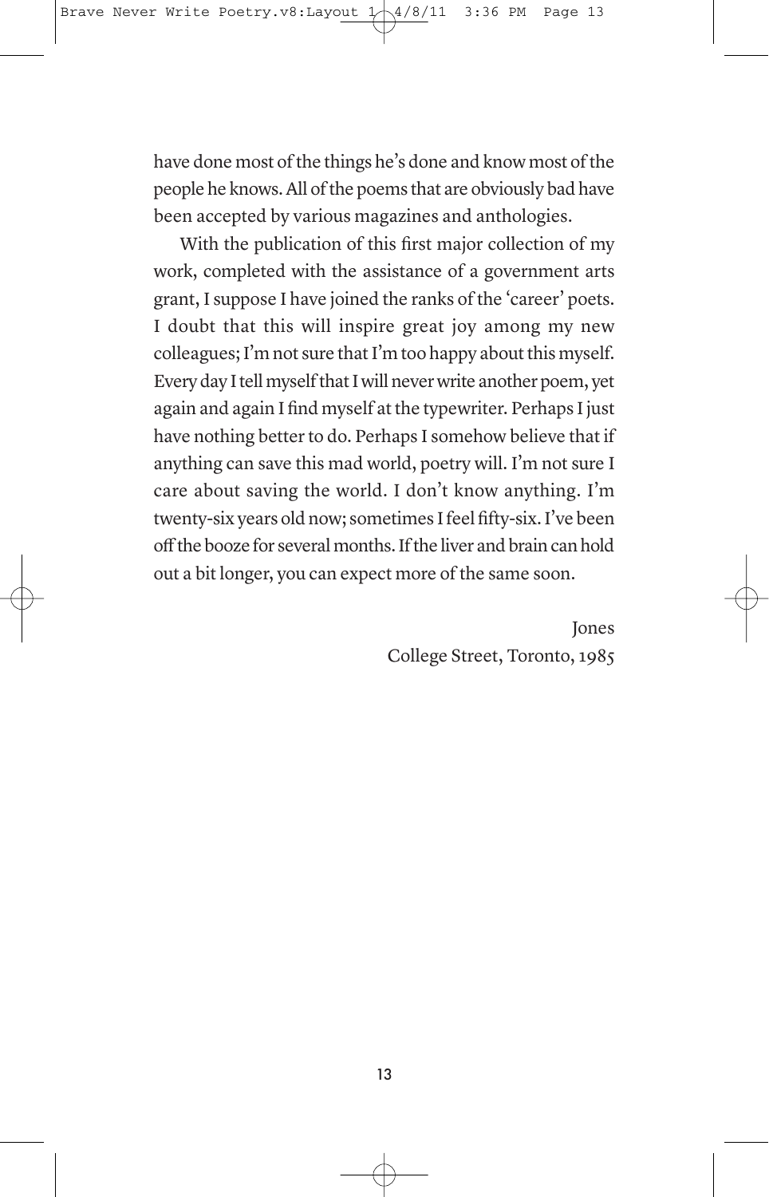have done most of the things he's done and know most of the people he knows. All of the poems that are obviously bad have been accepted by various magazines and anthologies.

With the publication of this first major collection of my work, completed with the assistance of a government arts grant, I suppose I have joined the ranks of the 'career' poets. I doubt that this will inspire great joy among my new colleagues; I'm not sure that I'm too happy about this myself. Every day I tell myself that I will never write another poem, yet again and again I find myself at the typewriter. Perhaps I just have nothing better to do. Perhaps I somehow believe that if anything can save this mad world, poetry will. I'm not sure I care about saving the world. I don't know anything. I'm twenty-six years old now; sometimes I feel fifty-six. I've been off the booze for several months. If the liver and brain can hold out a bit longer, you can expect more of the same soon.

Jones
College Street, Toronto, 1985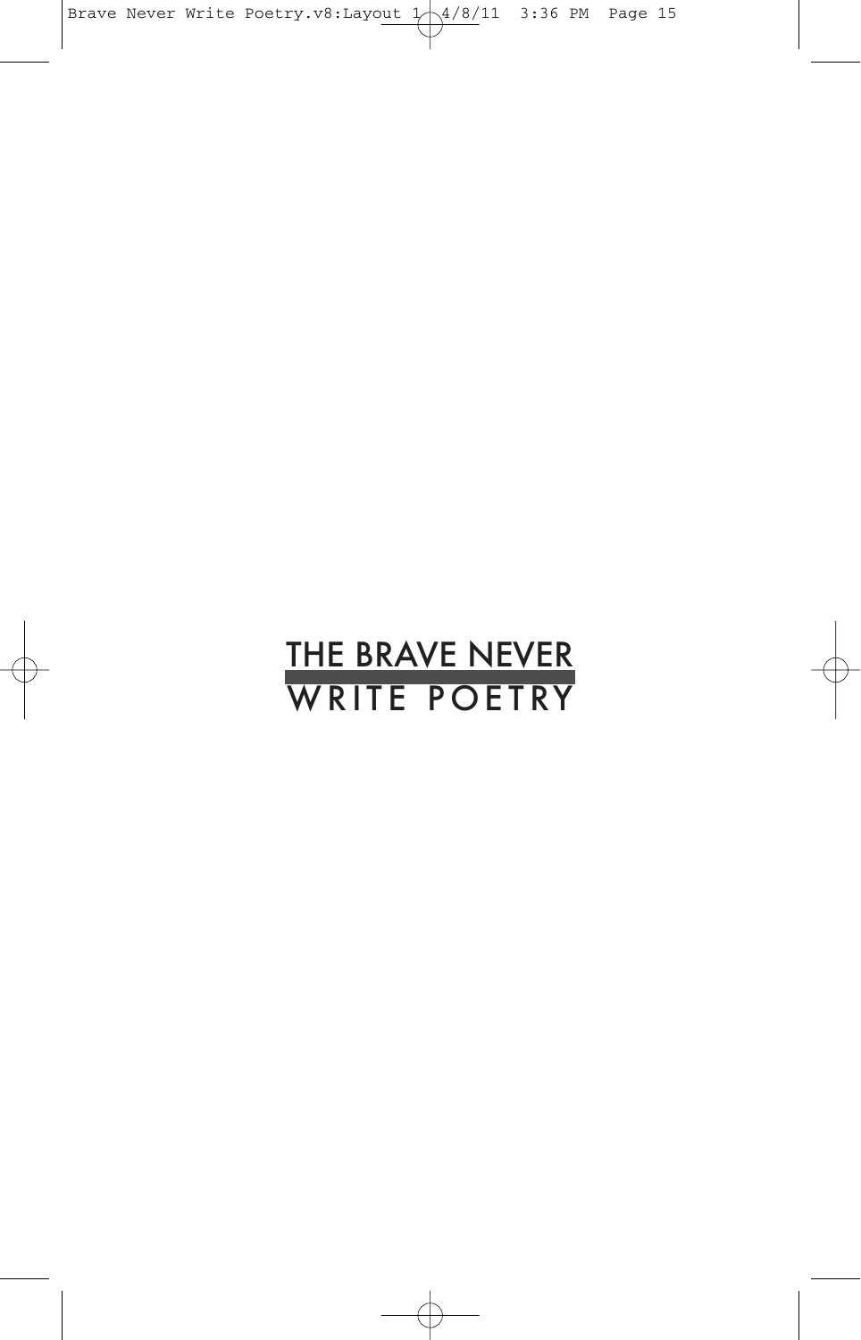# THE BRAVE NEVER WRITE POETRY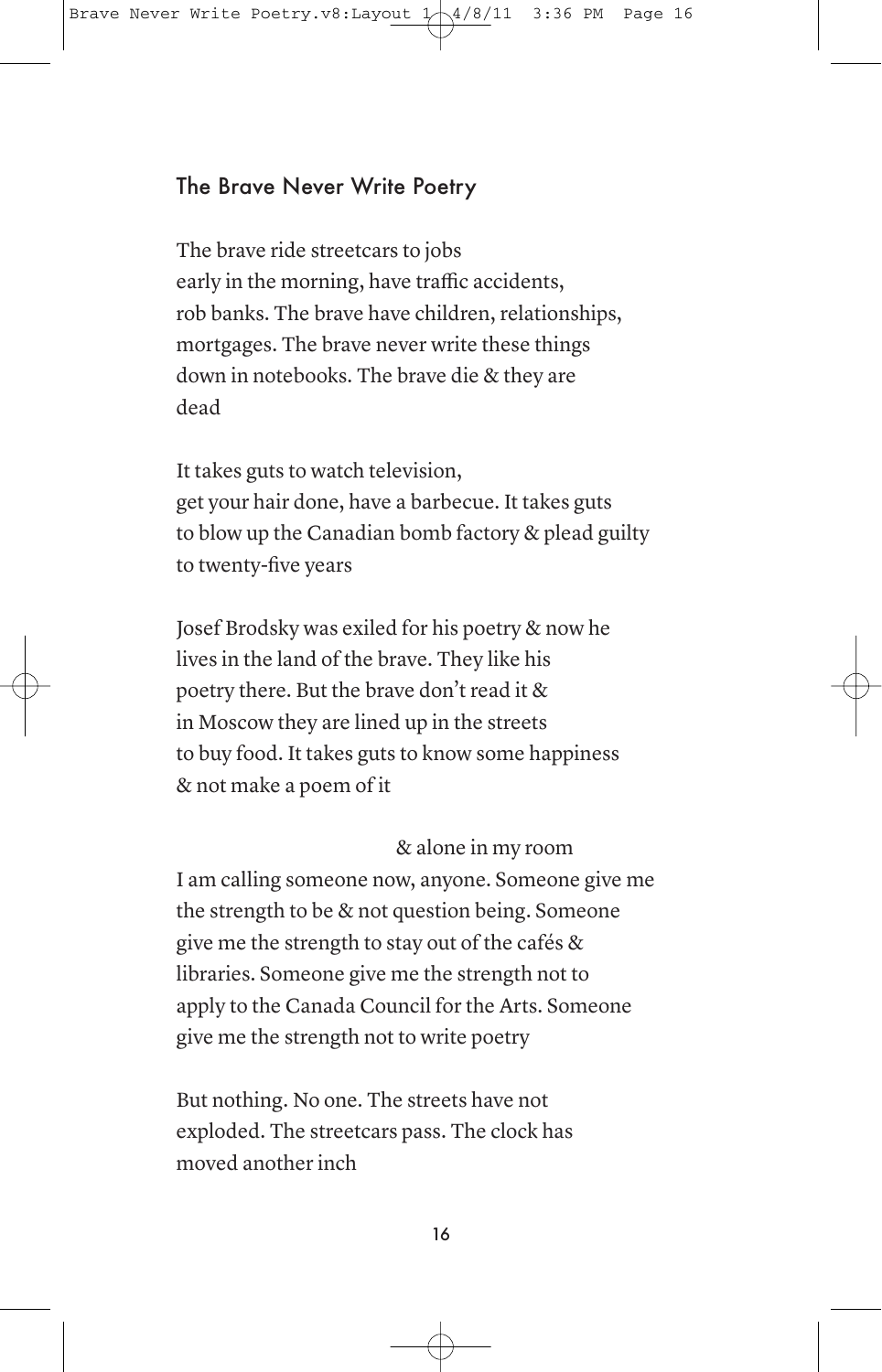## The Brave Never Write Poetry

The brave ride streetcars to jobs  
early in the morning, have traffic accidents,  
rob banks. The brave have children, relationships,  
mortgages. The brave never write these things  
down in notebooks. The brave die & they are  
dead

It takes guts to watch television,  
get your hair done, have a barbecue. It takes guts  
to blow up the Canadian bomb factory & plead guilty  
to twenty-five years

Josef Brodsky was exiled for his poetry & now he  
lives in the land of the brave. They like his  
poetry there. But the brave don't read it &  
in Moscow they are lined up in the streets  
to buy food. It takes guts to know some happiness  
& not make a poem of it

                                        & alone in my room  
I am calling someone now, anyone. Someone give me  
the strength to be & not question being. Someone  
give me the strength to stay out of the cafés &  
libraries. Someone give me the strength not to  
apply to the Canada Council for the Arts. Someone  
give me the strength not to write poetry

But nothing. No one. The streets have not  
exploded. The streetcars pass. The clock has  
moved another inch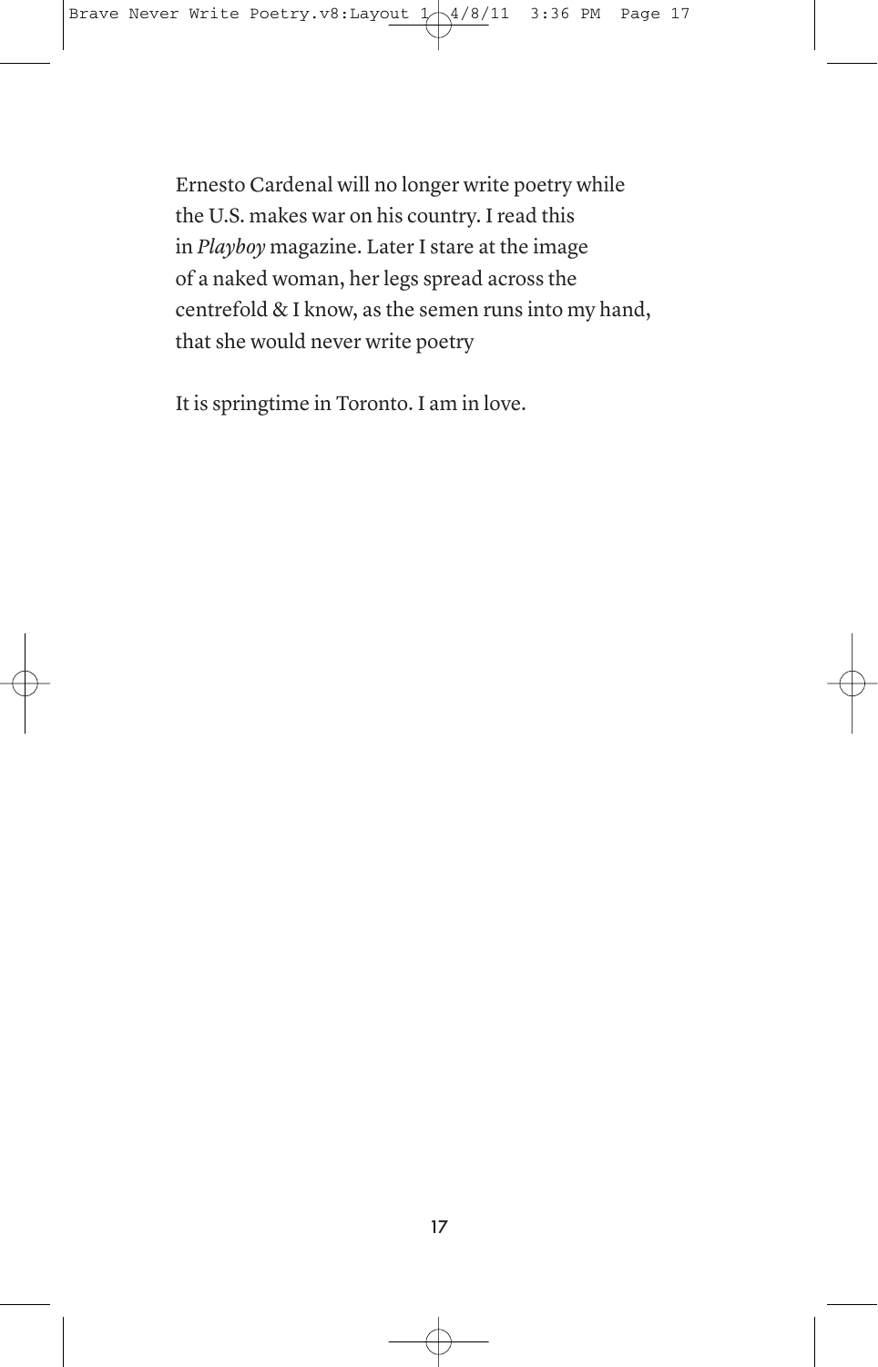Ernesto Cardenal will no longer write poetry while
the U.S. makes war on his country. I read this
in *Playboy* magazine. Later I stare at the image
of a naked woman, her legs spread across the
centrefold & I know, as the semen runs into my hand,
that she would never write poetry

It is springtime in Toronto. I am in love.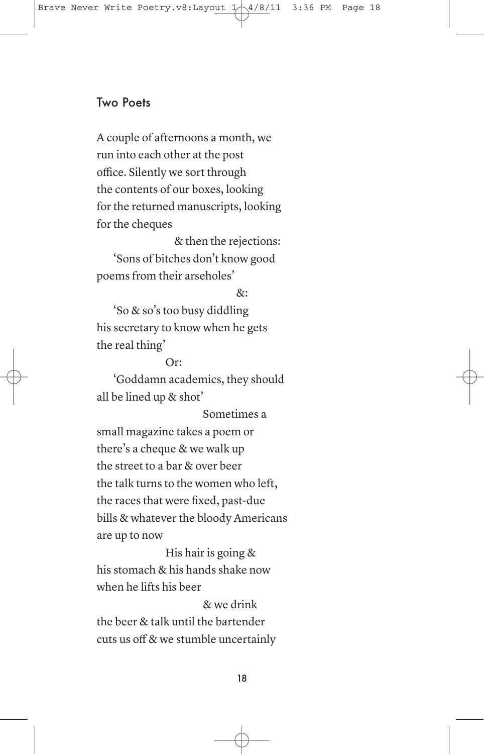## Two Poets

A couple of afternoons a month, we
run into each other at the post
office. Silently we sort through
the contents of our boxes, looking
for the returned manuscripts, looking
for the cheques

&nbsp;&nbsp;&nbsp;&nbsp;&nbsp;&nbsp;&nbsp;&nbsp;&nbsp;&nbsp;&nbsp;&nbsp;&nbsp;&nbsp;&nbsp;&nbsp;&nbsp;&nbsp;&nbsp;&nbsp;&nbsp;&nbsp;& then the rejections:

&nbsp;&nbsp;&nbsp;&nbsp;'Sons of bitches don't know good
poems from their arseholes'

&nbsp;&nbsp;&nbsp;&nbsp;&nbsp;&nbsp;&nbsp;&nbsp;&nbsp;&nbsp;&nbsp;&nbsp;&nbsp;&nbsp;&nbsp;&nbsp;&nbsp;&nbsp;&nbsp;&nbsp;&nbsp;&nbsp;&nbsp;&nbsp;&nbsp;&nbsp;&nbsp;&nbsp;&nbsp;&nbsp;&nbsp;&nbsp;&nbsp;&nbsp;&nbsp;&nbsp;&:

&nbsp;&nbsp;&nbsp;&nbsp;'So & so's too busy diddling
his secretary to know when he gets
the real thing'

&nbsp;&nbsp;&nbsp;&nbsp;&nbsp;&nbsp;&nbsp;&nbsp;&nbsp;&nbsp;&nbsp;&nbsp;&nbsp;&nbsp;&nbsp;&nbsp;&nbsp;&nbsp;&nbsp;&nbsp;Or:

&nbsp;&nbsp;&nbsp;&nbsp;'Goddamn academics, they should
all be lined up & shot'

&nbsp;&nbsp;&nbsp;&nbsp;&nbsp;&nbsp;&nbsp;&nbsp;&nbsp;&nbsp;&nbsp;&nbsp;&nbsp;&nbsp;&nbsp;&nbsp;&nbsp;&nbsp;&nbsp;&nbsp;&nbsp;&nbsp;&nbsp;&nbsp;&nbsp;&nbsp;&nbsp;&nbsp;Sometimes a
small magazine takes a poem or
there's a cheque & we walk up
the street to a bar & over beer
the talk turns to the women who left,
the races that were fixed, past-due
bills & whatever the bloody Americans
are up to now

&nbsp;&nbsp;&nbsp;&nbsp;&nbsp;&nbsp;&nbsp;&nbsp;&nbsp;&nbsp;&nbsp;&nbsp;&nbsp;&nbsp;&nbsp;&nbsp;&nbsp;&nbsp;&nbsp;&nbsp;His hair is going &
his stomach & his hands shake now
when he lifts his beer

&nbsp;&nbsp;&nbsp;&nbsp;&nbsp;&nbsp;&nbsp;&nbsp;&nbsp;&nbsp;&nbsp;&nbsp;&nbsp;&nbsp;&nbsp;&nbsp;&nbsp;&nbsp;&nbsp;&nbsp;&nbsp;&nbsp;&nbsp;&nbsp;&nbsp;&nbsp;&nbsp;&nbsp;& we drink
the beer & talk until the bartender
cuts us off & we stumble uncertainly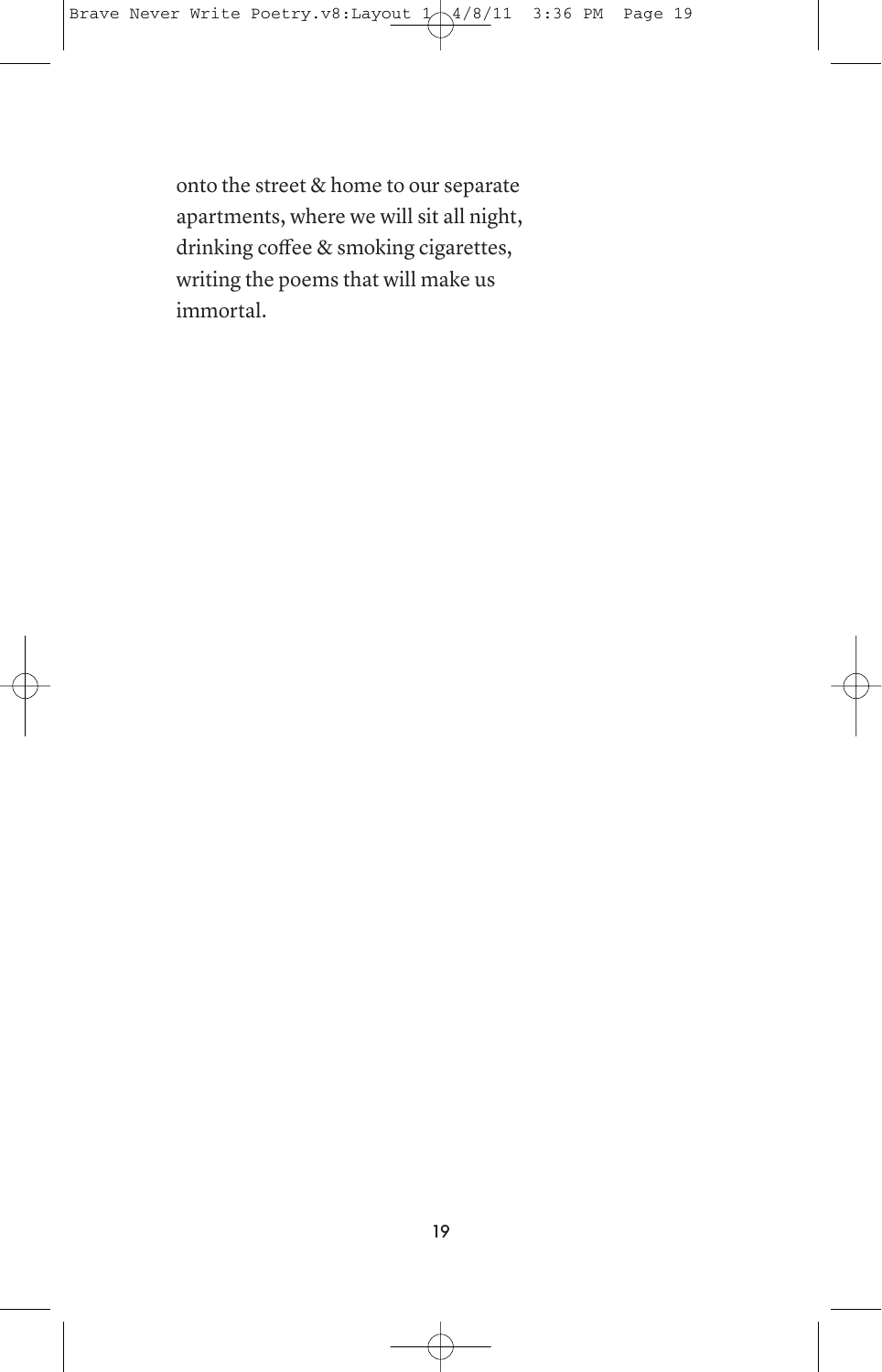onto the street & home to our separate
apartments, where we will sit all night,
drinking coffee & smoking cigarettes,
writing the poems that will make us
immortal.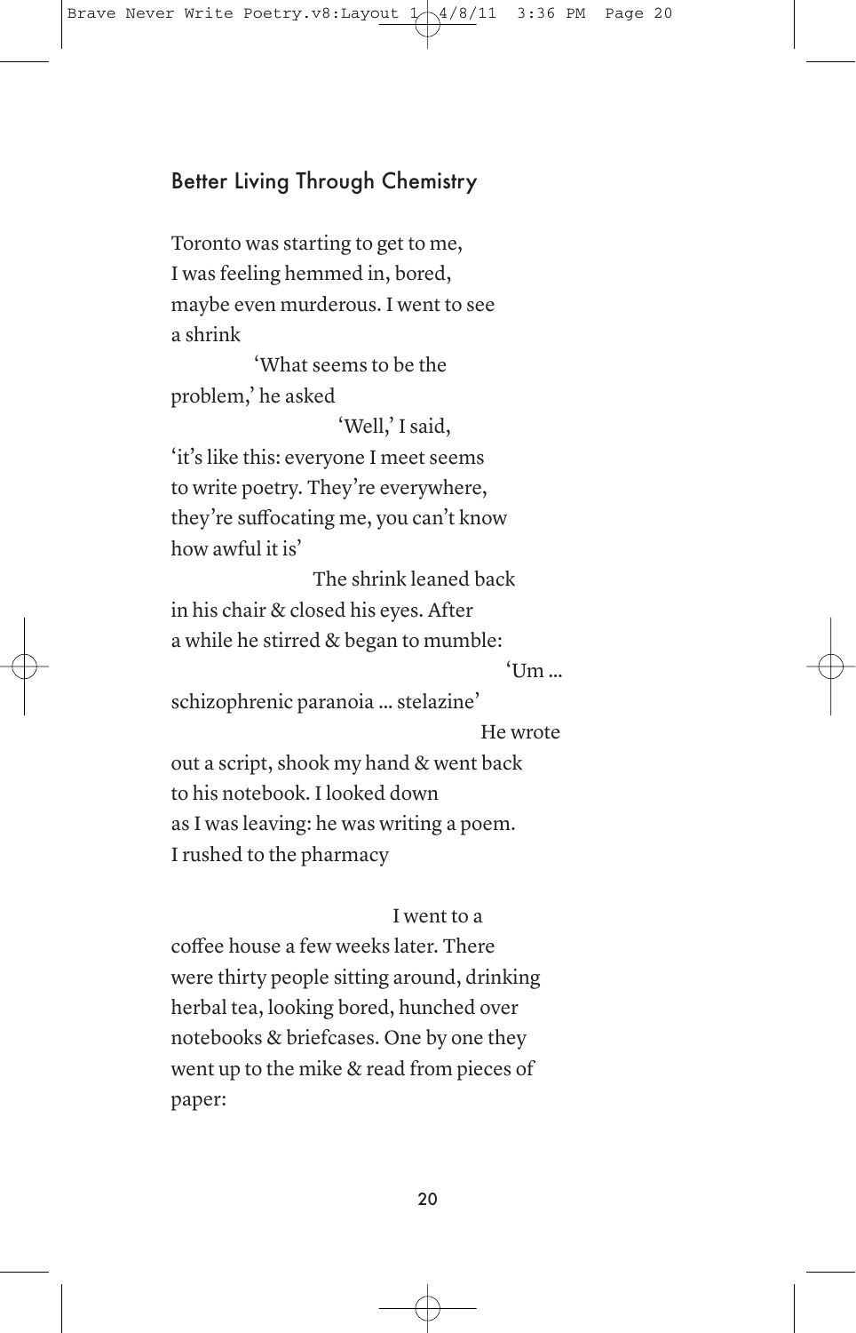## Better Living Through Chemistry

Toronto was starting to get to me,
I was feeling hemmed in, bored,
maybe even murderous. I went to see
a shrink
          'What seems to be the
problem,' he asked
                    'Well,' I said,
'it's like this: everyone I meet seems
to write poetry. They're everywhere,
they're suffocating me, you can't know
how awful it is'
                    The shrink leaned back
in his chair & closed his eyes. After
a while he stirred & began to mumble:
                                        'Um ...
schizophrenic paranoia ... stelazine'
                                        He wrote
out a script, shook my hand & went back
to his notebook. I looked down
as I was leaving: he was writing a poem.
I rushed to the pharmacy

                              I went to a
coffee house a few weeks later. There
were thirty people sitting around, drinking
herbal tea, looking bored, hunched over
notebooks & briefcases. One by one they
went up to the mike & read from pieces of
paper: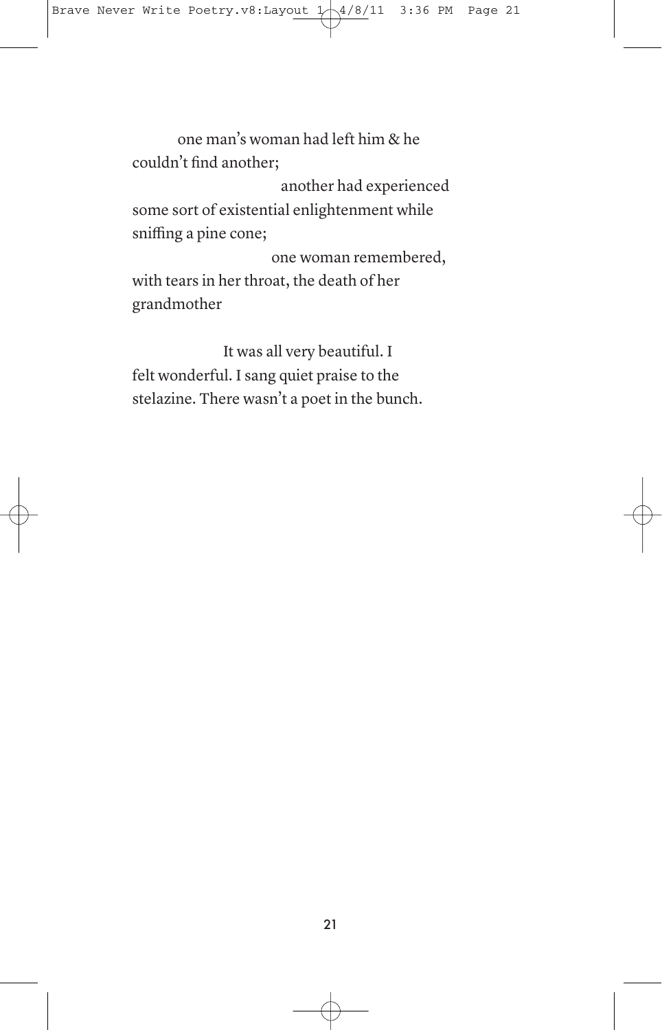one man's woman had left him & he
couldn't find another;

another had experienced
some sort of existential enlightenment while
sniffing a pine cone;

one woman remembered,
with tears in her throat, the death of her
grandmother

It was all very beautiful. I
felt wonderful. I sang quiet praise to the
stelazine. There wasn't a poet in the bunch.